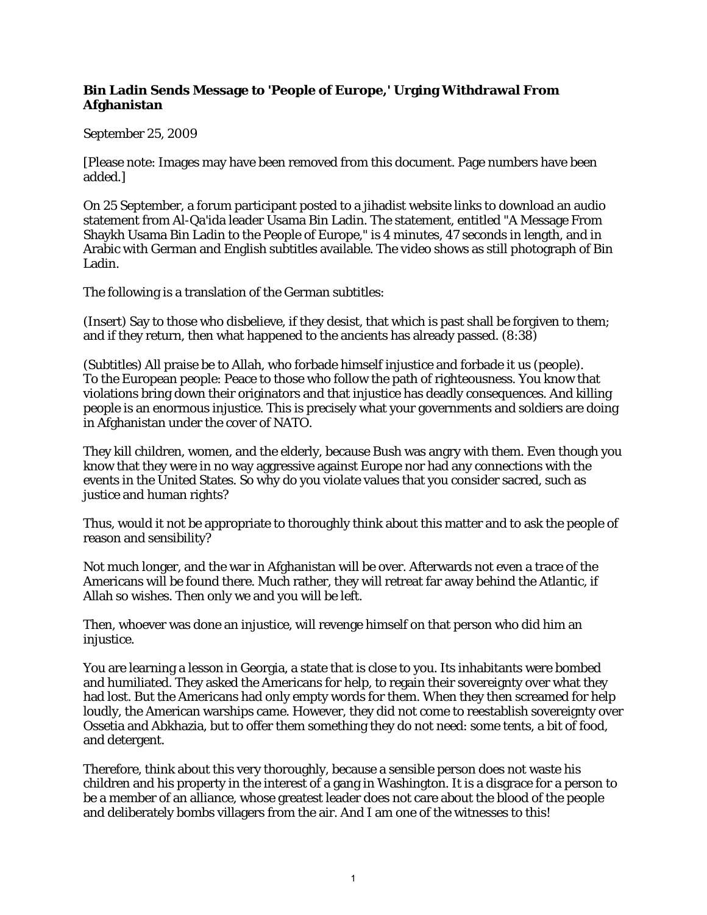**Bin Ladin Sends Message to 'People of Europe,' Urging Withdrawal From Afghanistan**

September 25, 2009

[Please note: Images may have been removed from this document. Page numbers have been added.]

On 25 September, a forum participant posted to a jihadist website links to download an audio statement from Al-Qa'ida leader Usama Bin Ladin. The statement, entitled "A Message From Shaykh Usama Bin Ladin to the People of Europe," is 4 minutes, 47 seconds in length, and in Arabic with German and English subtitles available. The video shows as still photograph of Bin Ladin.

The following is a translation of the German subtitles:

(Insert) Say to those who disbelieve, if they desist, that which is past shall be forgiven to them; and if they return, then what happened to the ancients has already passed. (8:38)

(Subtitles) All praise be to Allah, who forbade himself injustice and forbade it us (people). To the European people: Peace to those who follow the path of righteousness. You know that violations bring down their originators and that injustice has deadly consequences. And killing people is an enormous injustice. This is precisely what your governments and soldiers are doing in Afghanistan under the cover of NATO.

They kill children, women, and the elderly, because Bush was angry with them. Even though you know that they were in no way aggressive against Europe nor had any connections with the events in the United States. So why do you violate values that you consider sacred, such as justice and human rights?

Thus, would it not be appropriate to thoroughly think about this matter and to ask the people of reason and sensibility?

Not much longer, and the war in Afghanistan will be over. Afterwards not even a trace of the Americans will be found there. Much rather, they will retreat far away behind the Atlantic, if Allah so wishes. Then only we and you will be left.

Then, whoever was done an injustice, will revenge himself on that person who did him an injustice.

You are learning a lesson in Georgia, a state that is close to you. Its inhabitants were bombed and humiliated. They asked the Americans for help, to regain their sovereignty over what they had lost. But the Americans had only empty words for them. When they then screamed for help loudly, the American warships came. However, they did not come to reestablish sovereignty over Ossetia and Abkhazia, but to offer them something they do not need: some tents, a bit of food, and detergent.

Therefore, think about this very thoroughly, because a sensible person does not waste his children and his property in the interest of a gang in Washington. It is a disgrace for a person to be a member of an alliance, whose greatest leader does not care about the blood of the people and deliberately bombs villagers from the air. And I am one of the witnesses to this!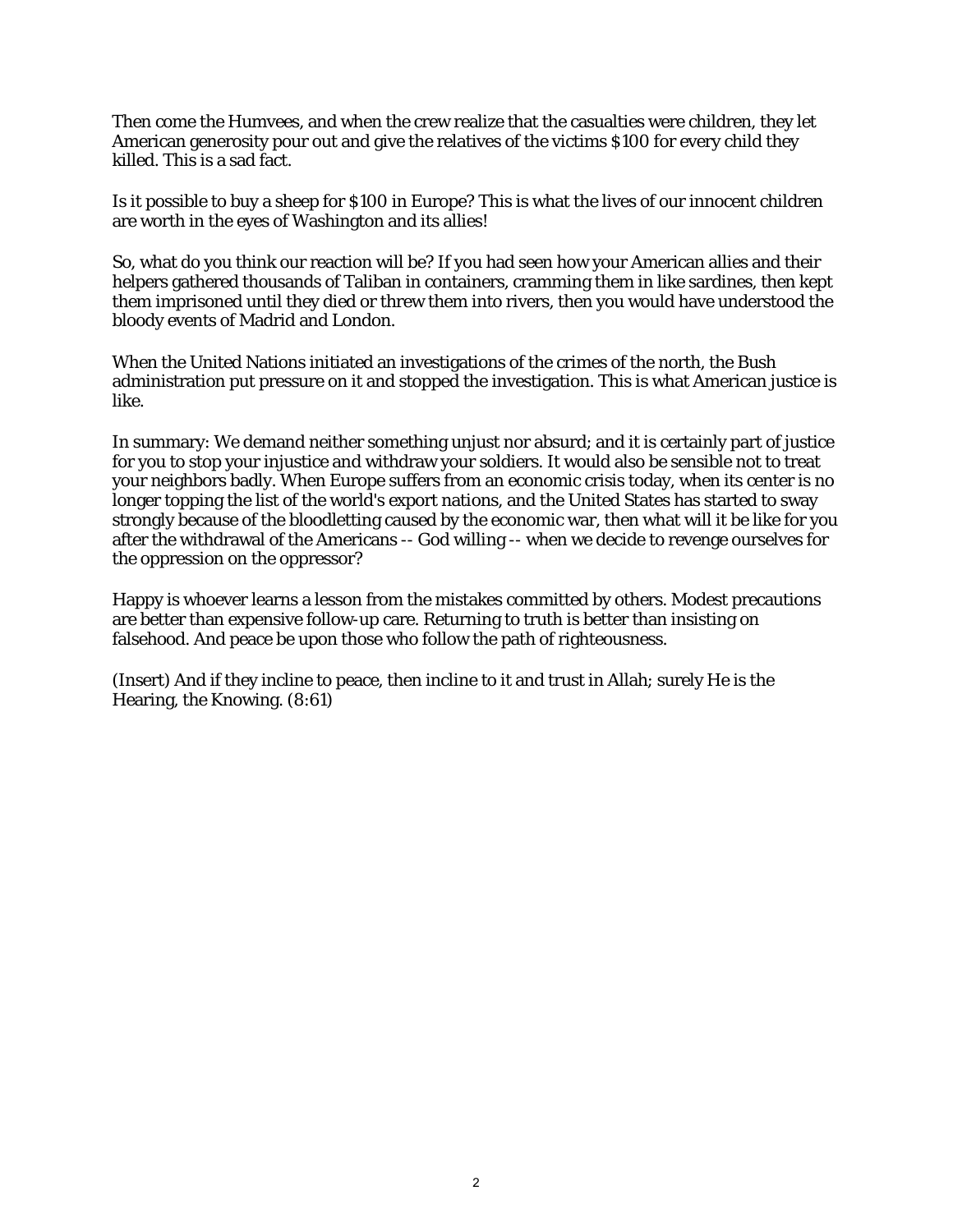Then come the Humvees, and when the crew realize that the casualties were children, they let American generosity pour out and give the relatives of the victims $100 for every child they killed. This is a sad fact.

Is it possible to buy a sheep for $100 in Europe? This is what the lives of our innocent children are worth in the eyes of Washington and its allies!

So, what do you think our reaction will be? If you had seen how your American allies and their helpers gathered thousands of Taliban in containers, cramming them in like sardines, then kept them imprisoned until they died or threw them into rivers, then you would have understood the bloody events of Madrid and London.

When the United Nations initiated an investigations of the crimes of the north, the Bush administration put pressure on it and stopped the investigation. This is what American justice is like.

In summary: We demand neither something unjust nor absurd; and it is certainly part of justice for you to stop your injustice and withdraw your soldiers. It would also be sensible not to treat your neighbors badly. When Europe suffers from an economic crisis today, when its center is no longer topping the list of the world's export nations, and the United States has started to sway strongly because of the bloodletting caused by the economic war, then what will it be like for you after the withdrawal of the Americans -- God willing -- when we decide to revenge ourselves for the oppression on the oppressor?

Happy is whoever learns a lesson from the mistakes committed by others. Modest precautions are better than expensive follow-up care. Returning to truth is better than insisting on falsehood. And peace be upon those who follow the path of righteousness.

(Insert) And if they incline to peace, then incline to it and trust in Allah; surely He is the Hearing, the Knowing. (8:61)